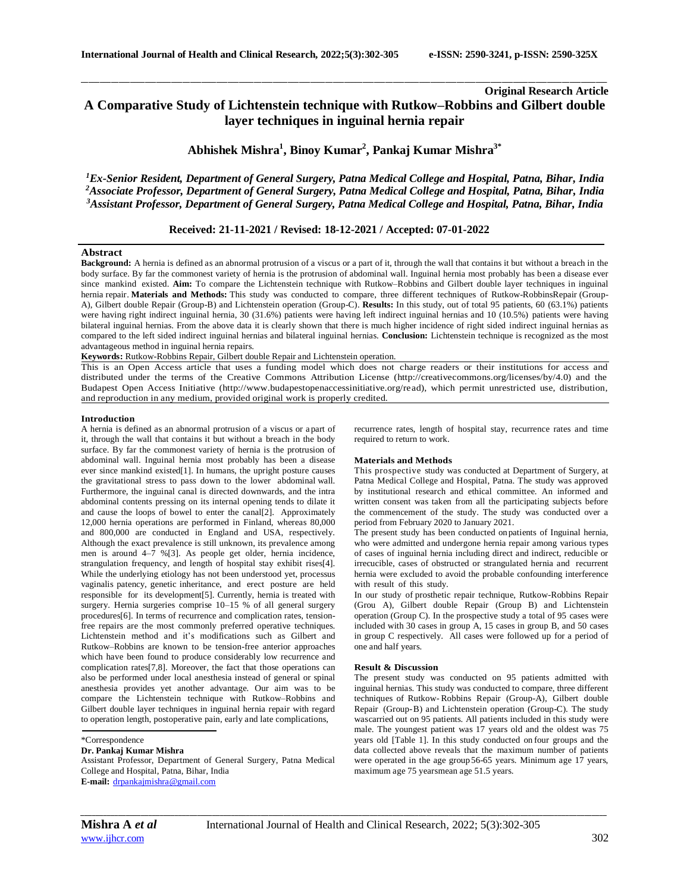**Original Research Article**

# A Comparative Study of Lichtenstein technique with Rutkow–Robbins and Gilbert double layer techniques in inguinal hernia repair

**Abhishek Mishra[1], Binoy Kumar[2], Pankaj Kumar Mishra[3*]**

*[1]Ex-Senior Resident, Department of General Surgery, Patna Medical College and Hospital, Patna, Bihar, India*
*[2]Associate Professor, Department of General Surgery, Patna Medical College and Hospital, Patna, Bihar, India*
*[3]Assistant Professor, Department of General Surgery, Patna Medical College and Hospital, Patna, Bihar, India*

**Received: 21-11-2021 / Revised: 18-12-2021 / Accepted: 07-01-2022**

## Abstract

**Background:** A hernia is defined as an abnormal protrusion of a viscus or a part of it, through the wall that contains it but without a breach in the body surface. By far the commonest variety of hernia is the protrusion of abdominal wall. Inguinal hernia most probably has been a disease ever since mankind existed. **Aim:** To compare the Lichtenstein technique with Rutkow–Robbins and Gilbert double layer techniques in inguinal hernia repair. **Materials and Methods:** This study was conducted to compare, three different techniques of Rutkow-RobbinsRepair (Group-A), Gilbert double Repair (Group-B) and Lichtenstein operation (Group-C). **Results:** In this study, out of total 95 patients, 60 (63.1%) patients were having right indirect inguinal hernia, 30 (31.6%) patients were having left indirect inguinal hernias and 10 (10.5%) patients were having bilateral inguinal hernias. From the above data it is clearly shown that there is much higher incidence of right sided indirect inguinal hernias as compared to the left sided indirect inguinal hernias and bilateral inguinal hernias. **Conclusion:** Lichtenstein technique is recognized as the most advantageous method in inguinal hernia repairs.

**Keywords:** Rutkow-Robbins Repair, Gilbert double Repair and Lichtenstein operation.

This is an Open Access article that uses a funding model which does not charge readers or their institutions for access and distributed under the terms of the Creative Commons Attribution License (http://creativecommons.org/licenses/by/4.0) and the Budapest Open Access Initiative (http://www.budapestopenaccessinitiative.org/read), which permit unrestricted use, distribution, and reproduction in any medium, provided original work is properly credited.

## Introduction

A hernia is defined as an abnormal protrusion of a viscus or a part of it, through the wall that contains it but without a breach in the body surface. By far the commonest variety of hernia is the protrusion of abdominal wall. Inguinal hernia most probably has been a disease ever since mankind existed[1]. In humans, the upright posture causes the gravitational stress to pass down to the lower abdominal wall. Furthermore, the inguinal canal is directed downwards, and the intra abdominal contents pressing on its internal opening tends to dilate it and cause the loops of bowel to enter the canal[2]. Approximately 12,000 hernia operations are performed in Finland, whereas 80,000 and 800,000 are conducted in England and USA, respectively. Although the exact prevalence is still unknown, its prevalence among men is around 4–7 %[3]. As people get older, hernia incidence, strangulation frequency, and length of hospital stay exhibit rises[4]. While the underlying etiology has not been understood yet, processus vaginalis patency, genetic inheritance, and erect posture are held responsible for its development[5]. Currently, hernia is treated with surgery. Hernia surgeries comprise 10–15 % of all general surgery procedures[6]. In terms of recurrence and complication rates, tension-free repairs are the most commonly preferred operative techniques. Lichtenstein method and it's modifications such as Gilbert and Rutkow–Robbins are known to be tension-free anterior approaches which have been found to produce considerably low recurrence and complication rates[7,8]. Moreover, the fact that those operations can also be performed under local anesthesia instead of general or spinal anesthesia provides yet another advantage. Our aim was to be compare the Lichtenstein technique with Rutkow–Robbins and Gilbert double layer techniques in inguinal hernia repair with regard to operation length, postoperative pain, early and late complications, recurrence rates, length of hospital stay, recurrence rates and time required to return to work.

## Materials and Methods

This prospective study was conducted at Department of Surgery, at Patna Medical College and Hospital, Patna. The study was approved by institutional research and ethical committee. An informed and written consent was taken from all the participating subjects before the commencement of the study. The study was conducted over a period from February 2020 to January 2021.

The present study has been conducted on patients of Inguinal hernia, who were admitted and undergone hernia repair among various types of cases of inguinal hernia including direct and indirect, reducible or irrecucible, cases of obstructed or strangulated hernia and recurrent hernia were excluded to avoid the probable confounding interference with result of this study.

In our study of prosthetic repair technique, Rutkow-Robbins Repair (Grou A), Gilbert double Repair (Group B) and Lichtenstein operation (Group C). In the prospective study a total of 95 cases were included with 30 cases in group A, 15 cases in group B, and 50 cases in group C respectively. All cases were followed up for a period of one and half years.

## Result & Discussion

The present study was conducted on 95 patients admitted with inguinal hernias. This study was conducted to compare, three different techniques of Rutkow- Robbins Repair (Group-A), Gilbert double Repair (Group-B) and Lichtenstein operation (Group-C). The study wascarried out on 95 patients. All patients included in this study were male. The youngest patient was 17 years old and the oldest was 75 years old [Table 1]. In this study conducted on four groups and the data collected above reveals that the maximum number of patients were operated in the age group 56-65 years. Minimum age 17 years, maximum age 75 yearsmean age 51.5 years.

\*Correspondence

**Dr. Pankaj Kumar Mishra**

Assistant Professor, Department of General Surgery, Patna Medical College and Hospital, Patna, Bihar, India

**E-mail:** drpankajmishra@gmail.com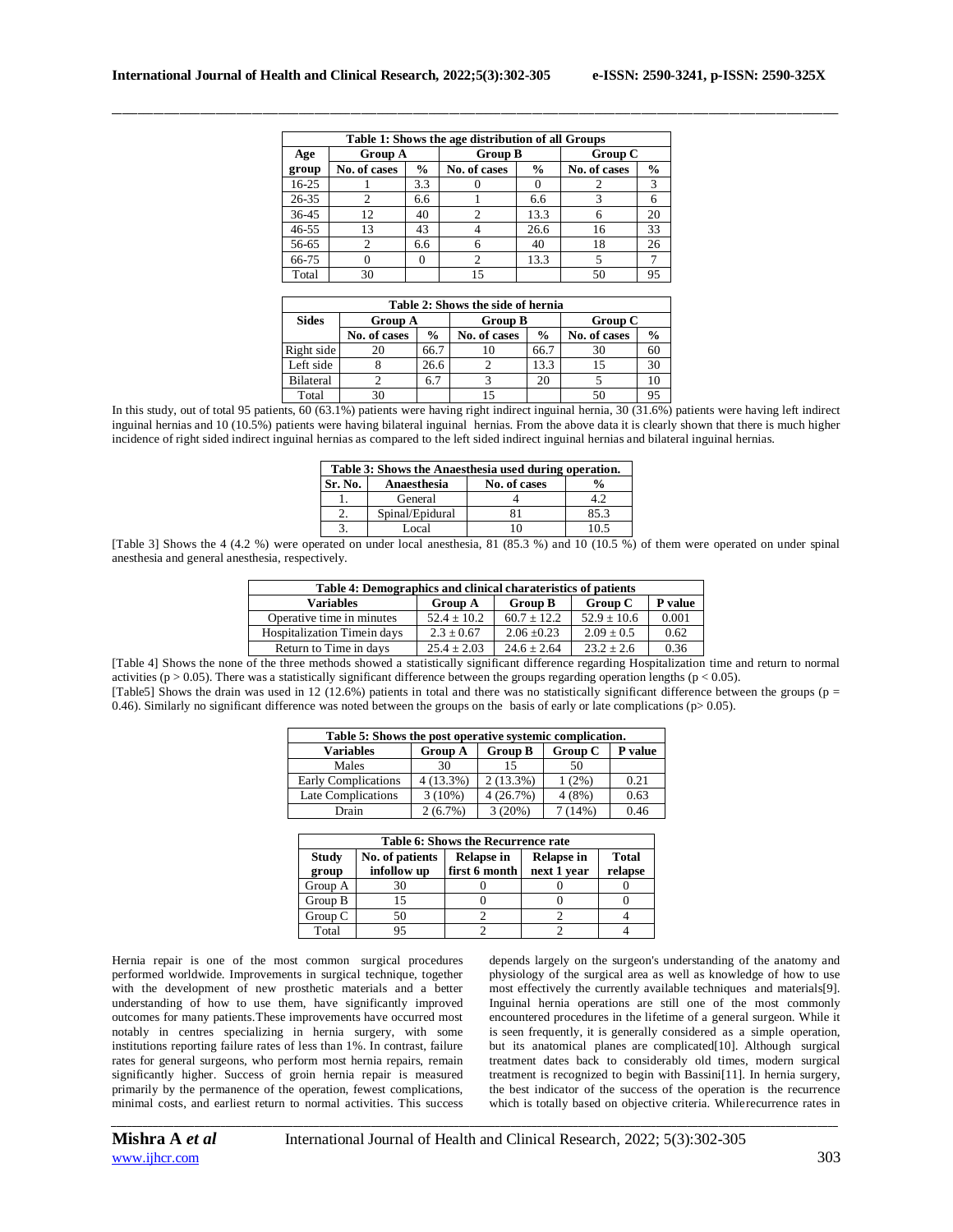| Table 1: Shows the age distribution of all Groups | | | | | | |
|---|---|---|---|---|---|---|
| Age group | Group A | | Group B | | Group C | |
| | No. of cases | % | No. of cases | % | No. of cases | % |
| 16-25 | 1 | 3.3 | 0 | 0 | 2 | 3 |
| 26-35 | 2 | 6.6 | 1 | 6.6 | 3 | 6 |
| 36-45 | 12 | 40 | 2 | 13.3 | 6 | 20 |
| 46-55 | 13 | 43 | 4 | 26.6 | 16 | 33 |
| 56-65 | 2 | 6.6 | 6 | 40 | 18 | 26 |
| 66-75 | 0 | 0 | 2 | 13.3 | 5 | 7 |
| Total | 30 | | 15 | | 50 | 95 |

| Table 2: Shows the side of hernia | | | | | | |
|---|---|---|---|---|---|---|
| Sides | Group A | | Group B | | Group C | |
| | No. of cases | % | No. of cases | % | No. of cases | % |
| Right side | 20 | 66.7 | 10 | 66.7 | 30 | 60 |
| Left side | 8 | 26.6 | 2 | 13.3 | 15 | 30 |
| Bilateral | 2 | 6.7 | 3 | 20 | 5 | 10 |
| Total | 30 | | 15 | | 50 | 95 |

In this study, out of total 95 patients, 60 (63.1%) patients were having right indirect inguinal hernia, 30 (31.6%) patients were having left indirect inguinal hernias and 10 (10.5%) patients were having bilateral inguinal hernias. From the above data it is clearly shown that there is much higher incidence of right sided indirect inguinal hernias as compared to the left sided indirect inguinal hernias and bilateral inguinal hernias.

| Table 3: Shows the Anaesthesia used during operation. | | | |
|---|---|---|---|
| Sr. No. | Anaesthesia | No. of cases | % |
| 1. | General | 4 | 4.2 |
| 2. | Spinal/Epidural | 81 | 85.3 |
| 3. | Local | 10 | 10.5 |

[Table 3] Shows the 4 (4.2 %) were operated on under local anesthesia, 81 (85.3 %) and 10 (10.5 %) of them were operated on under spinal anesthesia and general anesthesia, respectively.

| Table 4: Demographics and clinical charateristics of patients | | | | |
|---|---|---|---|---|
| Variables | Group A | Group B | Group C | P value |
| Operative time in minutes | 52.4 ± 10.2 | 60.7 ± 12.2 | 52.9 ± 10.6 | 0.001 |
| Hospitalization Timein days | 2.3 ± 0.67 | 2.06 ±0.23 | 2.09 ± 0.5 | 0.62 |
| Return to Time in days | 25.4 ± 2.03 | 24.6 ± 2.64 | 23.2 ± 2.6 | 0.36 |

[Table 4] Shows the none of the three methods showed a statistically significant difference regarding Hospitalization time and return to normal activities ($p > 0.05$). There was a statistically significant difference between the groups regarding operation lengths ($p < 0.05$).

[Table5] Shows the drain was used in 12 (12.6%) patients in total and there was no statistically significant difference between the groups ($p = 0.46$). Similarly no significant difference was noted between the groups on the basis of early or late complications ($p > 0.05$).

| Table 5: Shows the post operative systemic complication. | | | | |
|---|---|---|---|---|
| Variables | Group A | Group B | Group C | P value |
| Males | 30 | 15 | 50 | |
| Early Complications | 4 (13.3%) | 2 (13.3%) | 1 (2%) | 0.21 |
| Late Complications | 3 (10%) | 4 (26.7%) | 4 (8%) | 0.63 |
| Drain | 2 (6.7%) | 3 (20%) | 7 (14%) | 0.46 |

| Table 6: Shows the Recurrence rate | | | | |
|---|---|---|---|---|
| Study group | No. of patients infollow up | Relapse in first 6 month | Relapse in next 1 year | Total relapse |
| Group A | 30 | 0 | 0 | 0 |
| Group B | 15 | 0 | 0 | 0 |
| Group C | 50 | 2 | 2 | 4 |
| Total | 95 | 2 | 2 | 4 |

Hernia repair is one of the most common surgical procedures performed worldwide. Improvements in surgical technique, together with the development of new prosthetic materials and a better understanding of how to use them, have significantly improved outcomes for many patients.These improvements have occurred most notably in centres specializing in hernia surgery, with some institutions reporting failure rates of less than 1%. In contrast, failure rates for general surgeons, who perform most hernia repairs, remain significantly higher. Success of groin hernia repair is measured primarily by the permanence of the operation, fewest complications, minimal costs, and earliest return to normal activities. This success depends largely on the surgeon's understanding of the anatomy and physiology of the surgical area as well as knowledge of how to use most effectively the currently available techniques and materials[9]. Inguinal hernia operations are still one of the most commonly encountered procedures in the lifetime of a general surgeon. While it is seen frequently, it is generally considered as a simple operation, but its anatomical planes are complicated[10]. Although surgical treatment dates back to considerably old times, modern surgical treatment is recognized to begin with Bassini[11]. In hernia surgery, the best indicator of the success of the operation is the recurrence which is totally based on objective criteria. Whilerecurrence rates in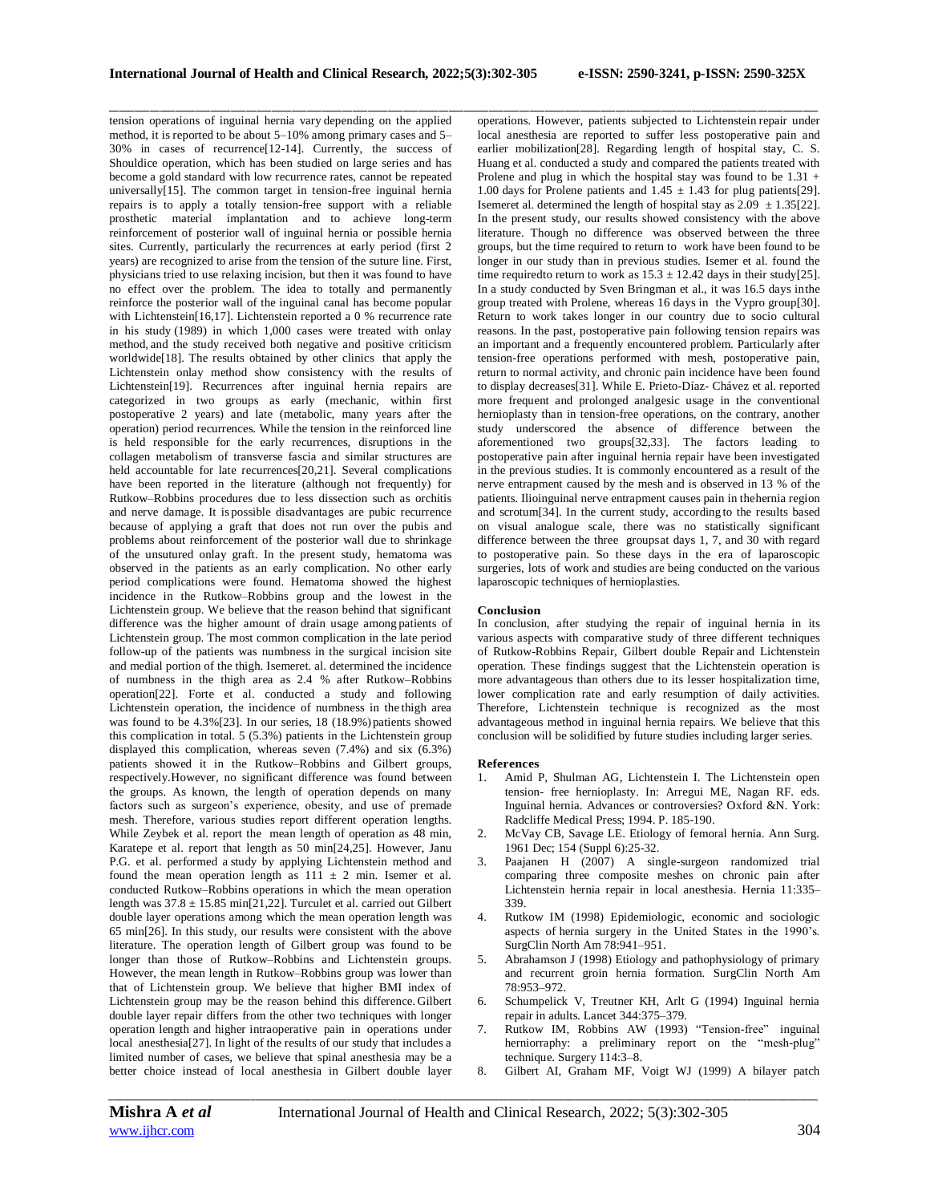tension operations of inguinal hernia vary depending on the applied method, it is reported to be about 5–10% among primary cases and 5–30% in cases of recurrence[12-14]. Currently, the success of Shouldice operation, which has been studied on large series and has become a gold standard with low recurrence rates, cannot be repeated universally[15]. The common target in tension-free inguinal hernia repairs is to apply a totally tension-free support with a reliable prosthetic material implantation and to achieve long-term reinforcement of posterior wall of inguinal hernia or possible hernia sites. Currently, particularly the recurrences at early period (first 2 years) are recognized to arise from the tension of the suture line. First, physicians tried to use relaxing incision, but then it was found to have no effect over the problem. The idea to totally and permanently reinforce the posterior wall of the inguinal canal has become popular with Lichtenstein[16,17]. Lichtenstein reported a 0 % recurrence rate in his study (1989) in which 1,000 cases were treated with onlay method, and the study received both negative and positive criticism worldwide[18]. The results obtained by other clinics that apply the Lichtenstein onlay method show consistency with the results of Lichtenstein[19]. Recurrences after inguinal hernia repairs are categorized in two groups as early (mechanic, within first postoperative 2 years) and late (metabolic, many years after the operation) period recurrences. While the tension in the reinforced line is held responsible for the early recurrences, disruptions in the collagen metabolism of transverse fascia and similar structures are held accountable for late recurrences[20,21]. Several complications have been reported in the literature (although not frequently) for Rutkow–Robbins procedures due to less dissection such as orchitis and nerve damage. It is possible disadvantages are pubic recurrence because of applying a graft that does not run over the pubis and problems about reinforcement of the posterior wall due to shrinkage of the unsutured onlay graft. In the present study, hematoma was observed in the patients as an early complication. No other early period complications were found. Hematoma showed the highest incidence in the Rutkow–Robbins group and the lowest in the Lichtenstein group. We believe that the reason behind that significant difference was the higher amount of drain usage among patients of Lichtenstein group. The most common complication in the late period follow-up of the patients was numbness in the surgical incision site and medial portion of the thigh. Isemeret. al. determined the incidence of numbness in the thigh area as 2.4 % after Rutkow–Robbins operation[22]. Forte et al. conducted a study and following Lichtenstein operation, the incidence of numbness in the thigh area was found to be 4.3%[23]. In our series, 18 (18.9%) patients showed this complication in total. 5 (5.3%) patients in the Lichtenstein group displayed this complication, whereas seven (7.4%) and six (6.3%) patients showed it in the Rutkow–Robbins and Gilbert groups, respectively.However, no significant difference was found between the groups. As known, the length of operation depends on many factors such as surgeon's experience, obesity, and use of premade mesh. Therefore, various studies report different operation lengths. While Zeybek et al. report the mean length of operation as 48 min, Karatepe et al. report that length as 50 min[24,25]. However, Janu P.G. et al. performed a study by applying Lichtenstein method and found the mean operation length as 111 ± 2 min. Isemer et al. conducted Rutkow–Robbins operations in which the mean operation length was 37.8 ± 15.85 min[21,22]. Turculet et al. carried out Gilbert double layer operations among which the mean operation length was 65 min[26]. In this study, our results were consistent with the above literature. The operation length of Gilbert group was found to be longer than those of Rutkow–Robbins and Lichtenstein groups. However, the mean length in Rutkow–Robbins group was lower than that of Lichtenstein group. We believe that higher BMI index of Lichtenstein group may be the reason behind this difference. Gilbert double layer repair differs from the other two techniques with longer operation length and higher intraoperative pain in operations under local anesthesia[27]. In light of the results of our study that includes a limited number of cases, we believe that spinal anesthesia may be a better choice instead of local anesthesia in Gilbert double layer operations. However, patients subjected to Lichtenstein repair under local anesthesia are reported to suffer less postoperative pain and earlier mobilization[28]. Regarding length of hospital stay, C. S. Huang et al. conducted a study and compared the patients treated with Prolene and plug in which the hospital stay was found to be 1.31 + 1.00 days for Prolene patients and 1.45 ± 1.43 for plug patients[29]. Isemeret al. determined the length of hospital stay as 2.09 ± 1.35[22]. In the present study, our results showed consistency with the above literature. Though no difference was observed between the three groups, but the time required to return to work have been found to be longer in our study than in previous studies. Isemer et al. found the time requiredto return to work as 15.3 ± 12.42 days in their study[25]. In a study conducted by Sven Bringman et al., it was 16.5 days inthe group treated with Prolene, whereas 16 days in the Vypro group[30]. Return to work takes longer in our country due to socio cultural reasons. In the past, postoperative pain following tension repairs was an important and a frequently encountered problem. Particularly after tension-free operations performed with mesh, postoperative pain, return to normal activity, and chronic pain incidence have been found to display decreases[31]. While E. Prieto-Díaz- Chávez et al. reported more frequent and prolonged analgesic usage in the conventional hernioplasty than in tension-free operations, on the contrary, another study underscored the absence of difference between the aforementioned two groups[32,33]. The factors leading to postoperative pain after inguinal hernia repair have been investigated in the previous studies. It is commonly encountered as a result of the nerve entrapment caused by the mesh and is observed in 13 % of the patients. Ilioinguinal nerve entrapment causes pain in thehernia region and scrotum[34]. In the current study, according to the results based on visual analogue scale, there was no statistically significant difference between the three groupsat days 1, 7, and 30 with regard to postoperative pain. So these days in the era of laparoscopic surgeries, lots of work and studies are being conducted on the various laparoscopic techniques of hernioplasties.

## Conclusion

In conclusion, after studying the repair of inguinal hernia in its various aspects with comparative study of three different techniques of Rutkow-Robbins Repair, Gilbert double Repair and Lichtenstein operation. These findings suggest that the Lichtenstein operation is more advantageous than others due to its lesser hospitalization time, lower complication rate and early resumption of daily activities. Therefore, Lichtenstein technique is recognized as the most advantageous method in inguinal hernia repairs. We believe that this conclusion will be solidified by future studies including larger series.

## References

1. Amid P, Shulman AG, Lichtenstein I. The Lichtenstein open tension- free hernioplasty. In: Arregui ME, Nagan RF. eds. Inguinal hernia. Advances or controversies? Oxford &N. York: Radcliffe Medical Press; 1994. P. 185-190.
2. McVay CB, Savage LE. Etiology of femoral hernia. Ann Surg. 1961 Dec; 154 (Suppl 6):25-32.
3. Paajanen H (2007) A single-surgeon randomized trial comparing three composite meshes on chronic pain after Lichtenstein hernia repair in local anesthesia. Hernia 11:335–339.
4. Rutkow IM (1998) Epidemiologic, economic and sociologic aspects of hernia surgery in the United States in the 1990's. SurgClin North Am 78:941–951.
5. Abrahamson J (1998) Etiology and pathophysiology of primary and recurrent groin hernia formation. SurgClin North Am 78:953–972.
6. Schumpelick V, Treutner KH, Arlt G (1994) Inguinal hernia repair in adults. Lancet 344:375–379.
7. Rutkow IM, Robbins AW (1993) "Tension-free" inguinal herniorraphy: a preliminary report on the "mesh-plug" technique. Surgery 114:3–8.
8. Gilbert AI, Graham MF, Voigt WJ (1999) A bilayer patch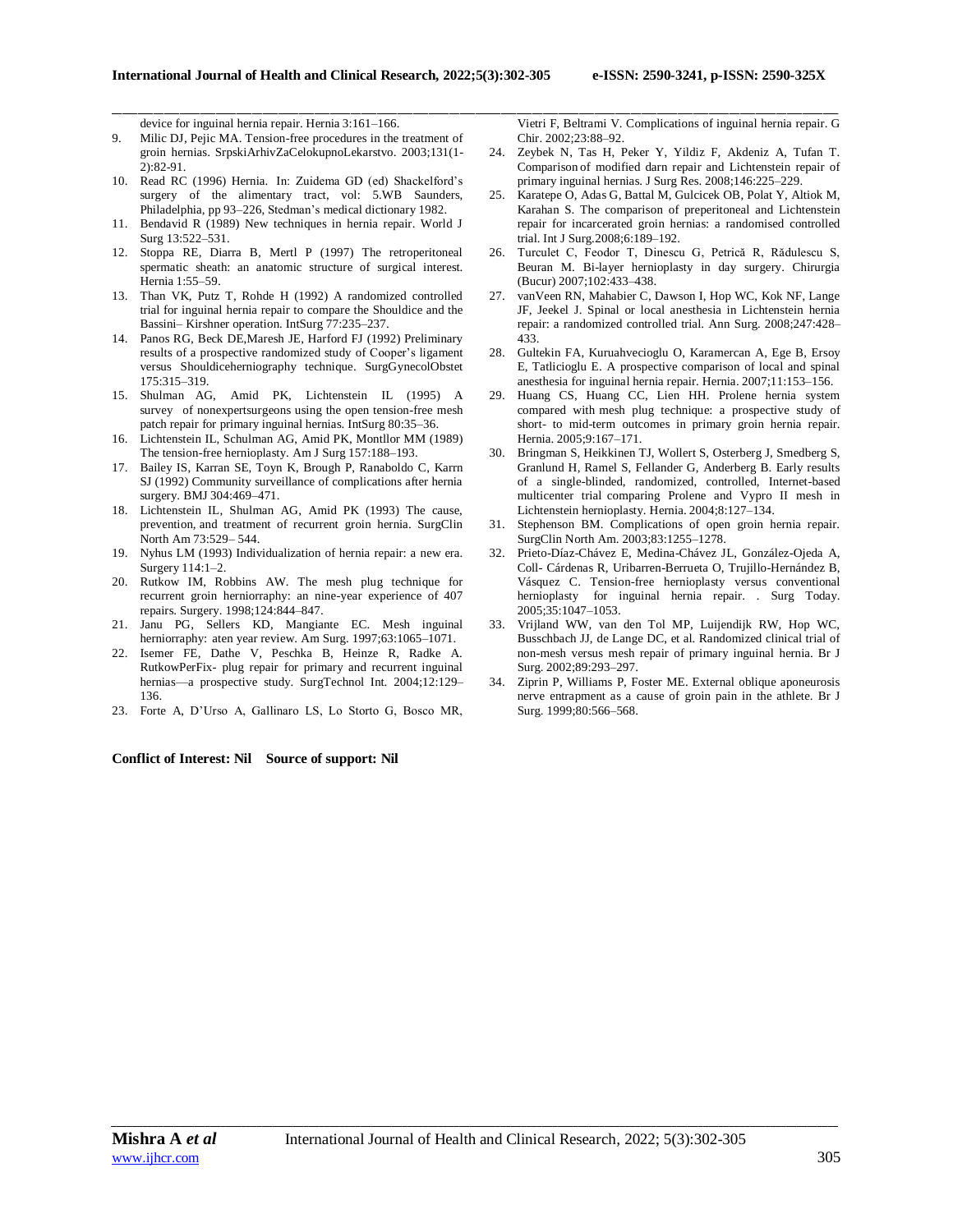device for inguinal hernia repair. Hernia 3:161–166.

9. Milic DJ, Pejic MA. Tension-free procedures in the treatment of groin hernias. SrpskiArhivZaCelokupnoLekarstvo. 2003;131(1-2):82-91.
10. Read RC (1996) Hernia. In: Zuidema GD (ed) Shackelford's surgery of the alimentary tract, vol: 5.WB Saunders, Philadelphia, pp 93–226, Stedman's medical dictionary 1982.
11. Bendavid R (1989) New techniques in hernia repair. World J Surg 13:522–531.
12. Stoppa RE, Diarra B, Mertl P (1997) The retroperitoneal spermatic sheath: an anatomic structure of surgical interest. Hernia 1:55–59.
13. Than VK, Putz T, Rohde H (1992) A randomized controlled trial for inguinal hernia repair to compare the Shouldice and the Bassini– Kirshner operation. IntSurg 77:235–237.
14. Panos RG, Beck DE,Maresh JE, Harford FJ (1992) Preliminary results of a prospective randomized study of Cooper's ligament versus Shouldiceherniography technique. SurgGynecolObstet 175:315–319.
15. Shulman AG, Amid PK, Lichtenstein IL (1995) A survey of nonexpertsurgeons using the open tension-free mesh patch repair for primary inguinal hernias. IntSurg 80:35–36.
16. Lichtenstein IL, Schulman AG, Amid PK, Montllor MM (1989) The tension-free hernioplasty. Am J Surg 157:188–193.
17. Bailey IS, Karran SE, Toyn K, Brough P, Ranaboldo C, Karrn SJ (1992) Community surveillance of complications after hernia surgery. BMJ 304:469–471.
18. Lichtenstein IL, Shulman AG, Amid PK (1993) The cause, prevention, and treatment of recurrent groin hernia. SurgClin North Am 73:529– 544.
19. Nyhus LM (1993) Individualization of hernia repair: a new era. Surgery 114:1–2.
20. Rutkow IM, Robbins AW. The mesh plug technique for recurrent groin herniorraphy: an nine-year experience of 407 repairs. Surgery. 1998;124:844–847.
21. Janu PG, Sellers KD, Mangiante EC. Mesh inguinal herniorraphy: aten year review. Am Surg. 1997;63:1065–1071.
22. Isemer FE, Dathe V, Peschka B, Heinze R, Radke A. RutkowPerFix- plug repair for primary and recurrent inguinal hernias—a prospective study. SurgTechnol Int. 2004;12:129–136.
23. Forte A, D'Urso A, Gallinaro LS, Lo Storto G, Bosco MR, Vietri F, Beltrami V. Complications of inguinal hernia repair. G Chir. 2002;23:88–92.
24. Zeybek N, Tas H, Peker Y, Yildiz F, Akdeniz A, Tufan T. Comparison of modified darn repair and Lichtenstein repair of primary inguinal hernias. J Surg Res. 2008;146:225–229.
25. Karatepe O, Adas G, Battal M, Gulcicek OB, Polat Y, Altiok M, Karahan S. The comparison of preperitoneal and Lichtenstein repair for incarcerated groin hernias: a randomised controlled trial. Int J Surg.2008;6:189–192.
26. Turculet C, Feodor T, Dinescu G, Petrică R, Rădulescu S, Beuran M. Bi-layer hernioplasty in day surgery. Chirurgia (Bucur) 2007;102:433–438.
27. vanVeen RN, Mahabier C, Dawson I, Hop WC, Kok NF, Lange JF, Jeekel J. Spinal or local anesthesia in Lichtenstein hernia repair: a randomized controlled trial. Ann Surg. 2008;247:428–433.
28. Gultekin FA, Kuruahvecioglu O, Karamercan A, Ege B, Ersoy E, Tatlicioglu E. A prospective comparison of local and spinal anesthesia for inguinal hernia repair. Hernia. 2007;11:153–156.
29. Huang CS, Huang CC, Lien HH. Prolene hernia system compared with mesh plug technique: a prospective study of short- to mid-term outcomes in primary groin hernia repair. Hernia. 2005;9:167–171.
30. Bringman S, Heikkinen TJ, Wollert S, Osterberg J, Smedberg S, Granlund H, Ramel S, Fellander G, Anderberg B. Early results of a single-blinded, randomized, controlled, Internet-based multicenter trial comparing Prolene and Vypro II mesh in Lichtenstein hernioplasty. Hernia. 2004;8:127–134.
31. Stephenson BM. Complications of open groin hernia repair. SurgClin North Am. 2003;83:1255–1278.
32. Prieto-Díaz-Chávez E, Medina-Chávez JL, González-Ojeda A, Coll- Cárdenas R, Uribarren-Berrueta O, Trujillo-Hernández B, Vásquez C. Tension-free hernioplasty versus conventional hernioplasty for inguinal hernia repair. . Surg Today. 2005;35:1047–1053.
33. Vrijland WW, van den Tol MP, Luijendijk RW, Hop WC, Busschbach JJ, de Lange DC, et al. Randomized clinical trial of non-mesh versus mesh repair of primary inguinal hernia. Br J Surg. 2002;89:293–297.
34. Ziprin P, Williams P, Foster ME. External oblique aponeurosis nerve entrapment as a cause of groin pain in the athlete. Br J Surg. 1999;80:566–568.

**Conflict of Interest: Nil Source of support: Nil**